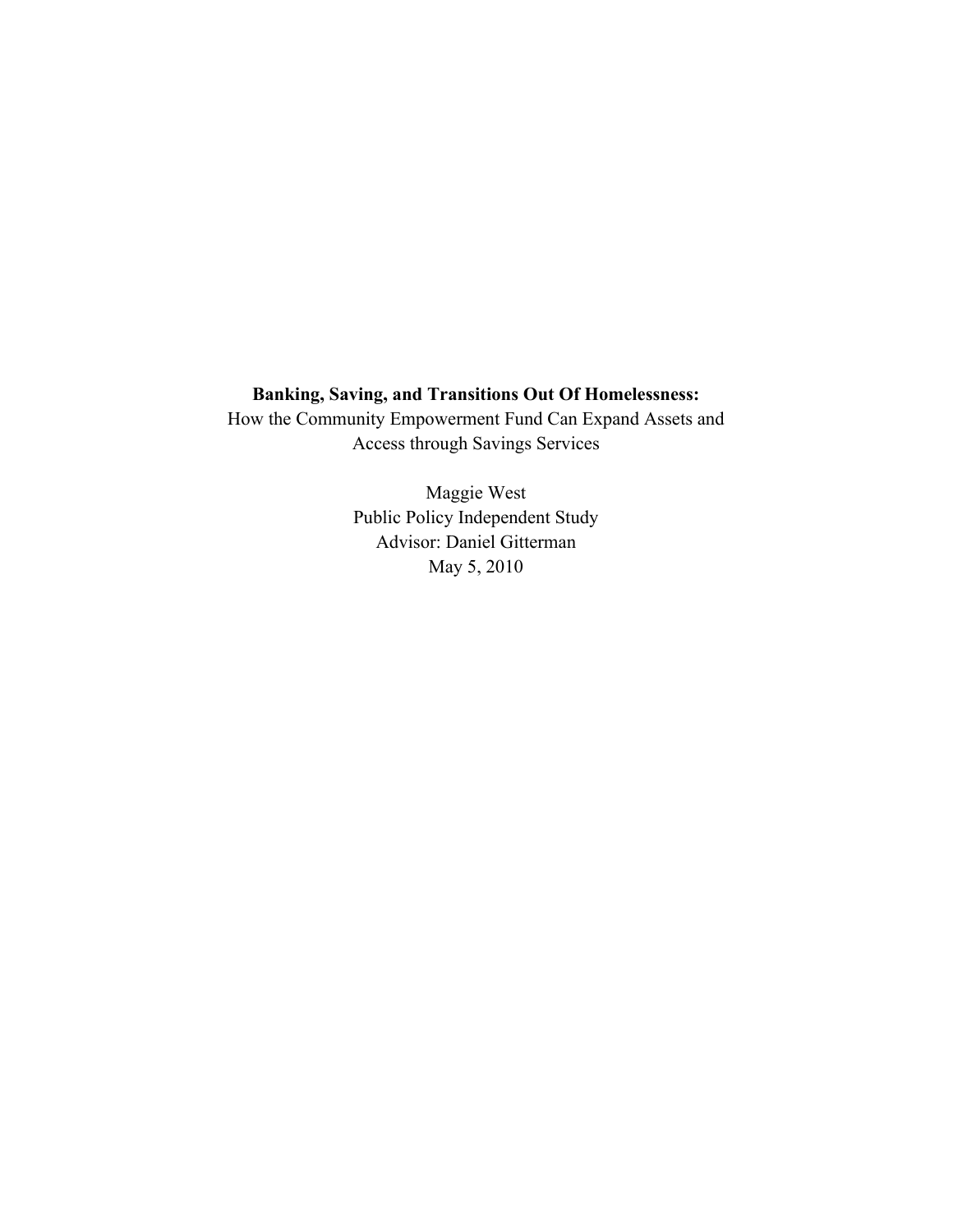**Banking, Saving, and Transitions Out Of Homelessness:**

How the Community Empowerment Fund Can Expand Assets and Access through Savings Services

Maggie West

Public Policy Independent Study

Advisor: Daniel Gitterman

May 5, 2010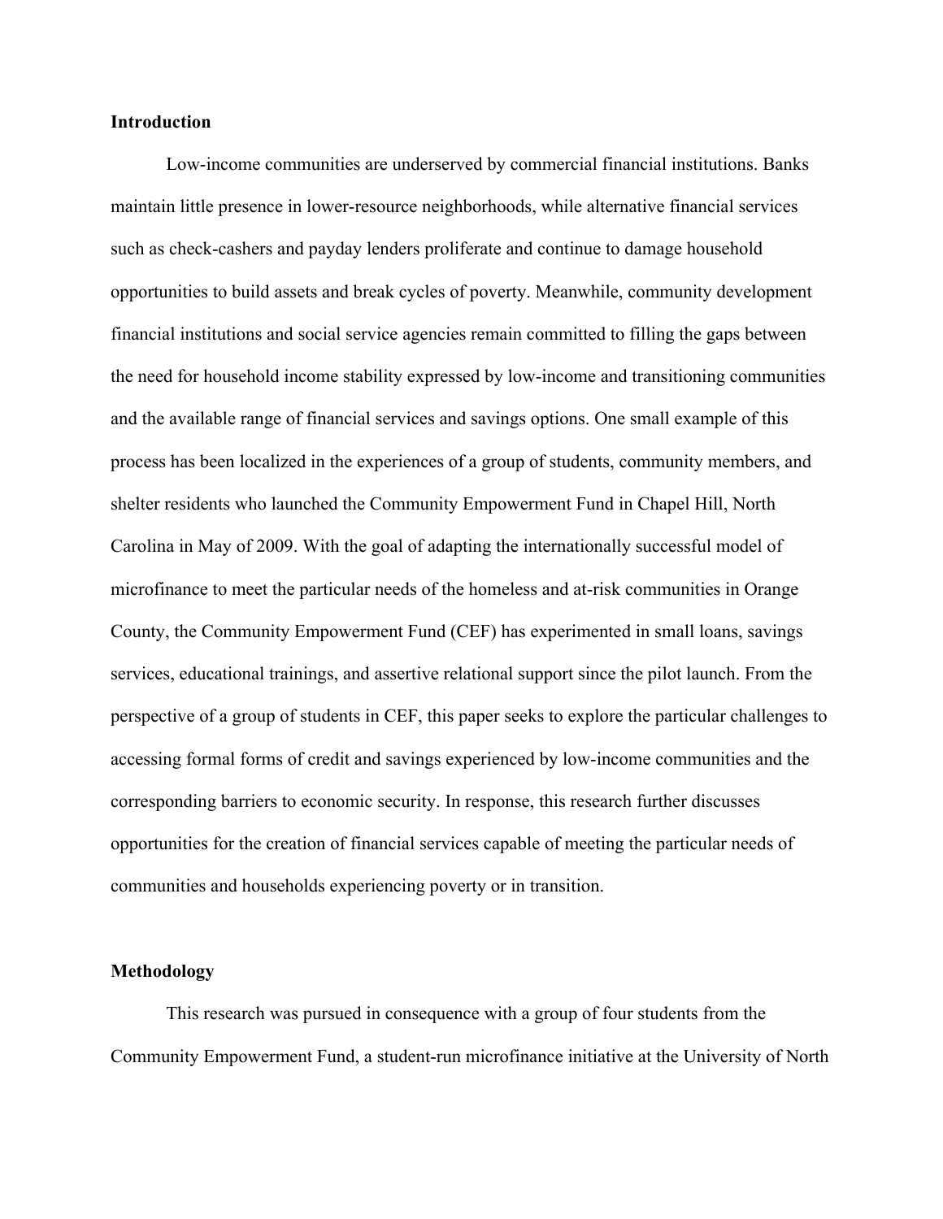## Introduction

Low-income communities are underserved by commercial financial institutions. Banks maintain little presence in lower-resource neighborhoods, while alternative financial services such as check-cashers and payday lenders proliferate and continue to damage household opportunities to build assets and break cycles of poverty. Meanwhile, community development financial institutions and social service agencies remain committed to filling the gaps between the need for household income stability expressed by low-income and transitioning communities and the available range of financial services and savings options. One small example of this process has been localized in the experiences of a group of students, community members, and shelter residents who launched the Community Empowerment Fund in Chapel Hill, North Carolina in May of 2009. With the goal of adapting the internationally successful model of microfinance to meet the particular needs of the homeless and at-risk communities in Orange County, the Community Empowerment Fund (CEF) has experimented in small loans, savings services, educational trainings, and assertive relational support since the pilot launch. From the perspective of a group of students in CEF, this paper seeks to explore the particular challenges to accessing formal forms of credit and savings experienced by low-income communities and the corresponding barriers to economic security. In response, this research further discusses opportunities for the creation of financial services capable of meeting the particular needs of communities and households experiencing poverty or in transition.

## Methodology

This research was pursued in consequence with a group of four students from the Community Empowerment Fund, a student-run microfinance initiative at the University of North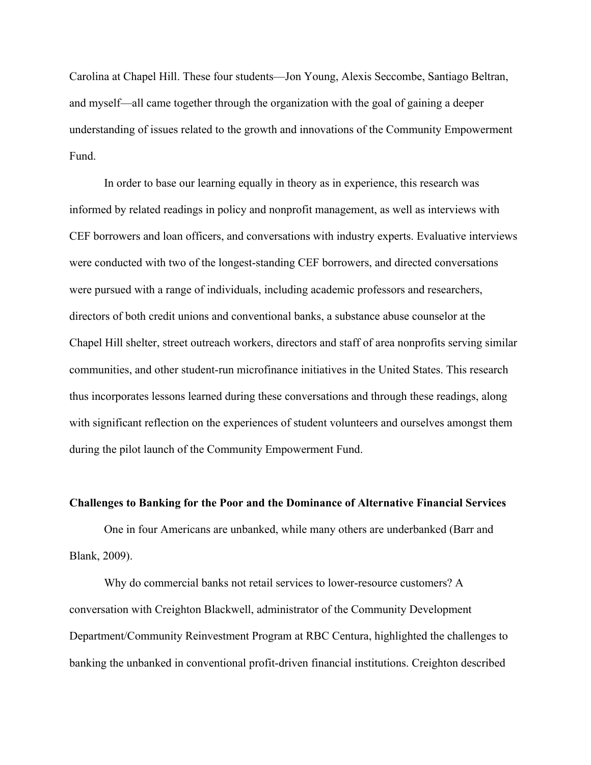Carolina at Chapel Hill. These four students—Jon Young, Alexis Seccombe, Santiago Beltran, and myself—all came together through the organization with the goal of gaining a deeper understanding of issues related to the growth and innovations of the Community Empowerment Fund.

In order to base our learning equally in theory as in experience, this research was informed by related readings in policy and nonprofit management, as well as interviews with CEF borrowers and loan officers, and conversations with industry experts. Evaluative interviews were conducted with two of the longest-standing CEF borrowers, and directed conversations were pursued with a range of individuals, including academic professors and researchers, directors of both credit unions and conventional banks, a substance abuse counselor at the Chapel Hill shelter, street outreach workers, directors and staff of area nonprofits serving similar communities, and other student-run microfinance initiatives in the United States. This research thus incorporates lessons learned during these conversations and through these readings, along with significant reflection on the experiences of student volunteers and ourselves amongst them during the pilot launch of the Community Empowerment Fund.

**Challenges to Banking for the Poor and the Dominance of Alternative Financial Services**

One in four Americans are unbanked, while many others are underbanked (Barr and Blank, 2009).

Why do commercial banks not retail services to lower-resource customers? A conversation with Creighton Blackwell, administrator of the Community Development Department/Community Reinvestment Program at RBC Centura, highlighted the challenges to banking the unbanked in conventional profit-driven financial institutions. Creighton described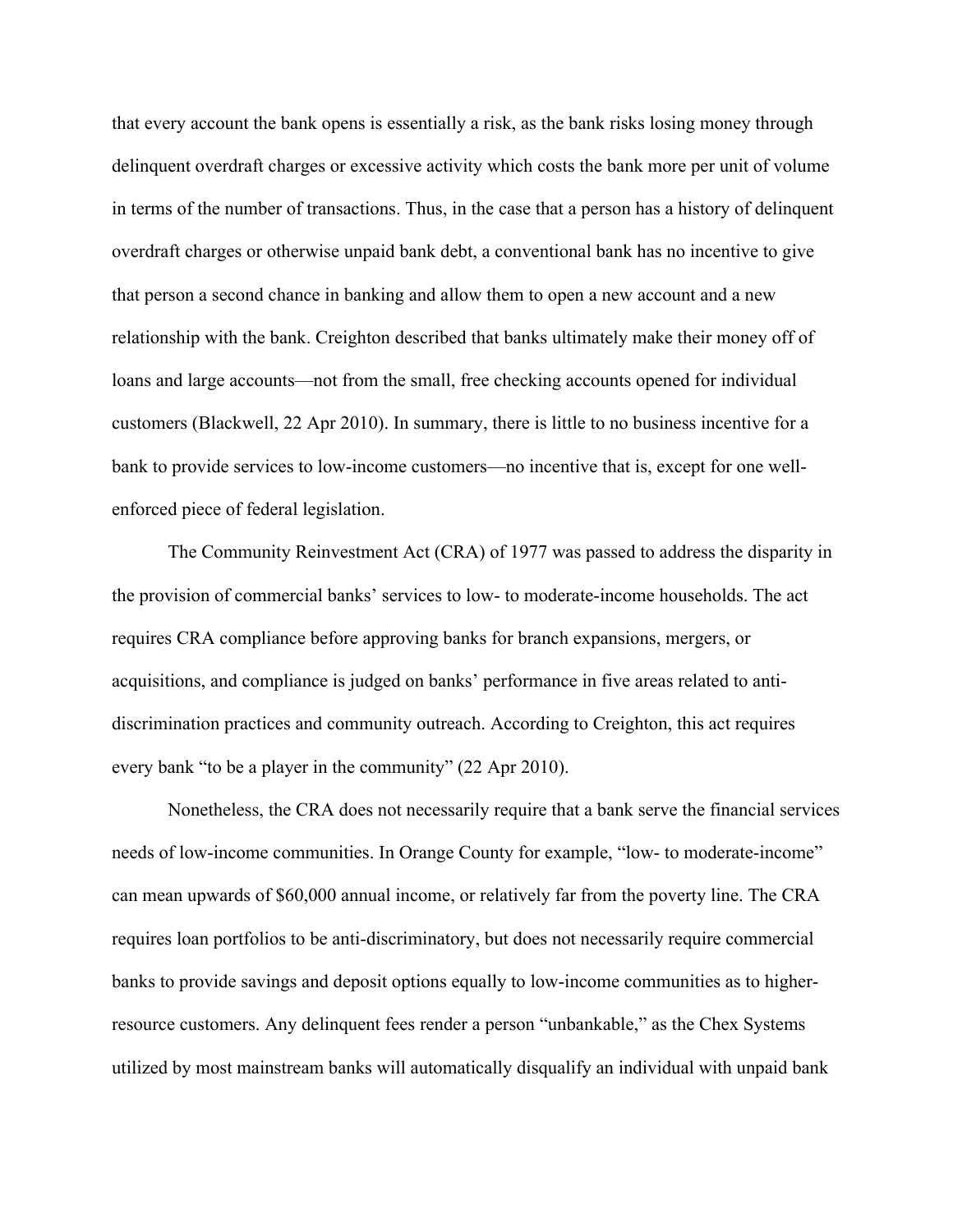that every account the bank opens is essentially a risk, as the bank risks losing money through delinquent overdraft charges or excessive activity which costs the bank more per unit of volume in terms of the number of transactions. Thus, in the case that a person has a history of delinquent overdraft charges or otherwise unpaid bank debt, a conventional bank has no incentive to give that person a second chance in banking and allow them to open a new account and a new relationship with the bank. Creighton described that banks ultimately make their money off of loans and large accounts—not from the small, free checking accounts opened for individual customers (Blackwell, 22 Apr 2010). In summary, there is little to no business incentive for a bank to provide services to low-income customers—no incentive that is, except for one well-enforced piece of federal legislation.

The Community Reinvestment Act (CRA) of 1977 was passed to address the disparity in the provision of commercial banks' services to low- to moderate-income households. The act requires CRA compliance before approving banks for branch expansions, mergers, or acquisitions, and compliance is judged on banks' performance in five areas related to anti-discrimination practices and community outreach. According to Creighton, this act requires every bank "to be a player in the community" (22 Apr 2010).

Nonetheless, the CRA does not necessarily require that a bank serve the financial services needs of low-income communities. In Orange County for example, "low- to moderate-income" can mean upwards of $60,000 annual income, or relatively far from the poverty line. The CRA requires loan portfolios to be anti-discriminatory, but does not necessarily require commercial banks to provide savings and deposit options equally to low-income communities as to higher-resource customers. Any delinquent fees render a person "unbankable," as the Chex Systems utilized by most mainstream banks will automatically disqualify an individual with unpaid bank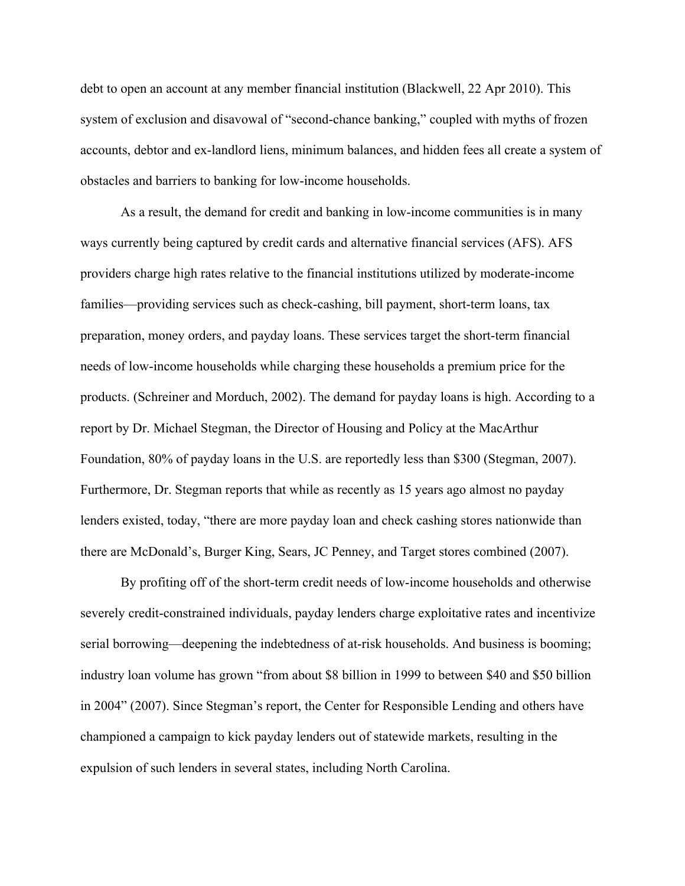debt to open an account at any member financial institution (Blackwell, 22 Apr 2010). This system of exclusion and disavowal of "second-chance banking," coupled with myths of frozen accounts, debtor and ex-landlord liens, minimum balances, and hidden fees all create a system of obstacles and barriers to banking for low-income households.

As a result, the demand for credit and banking in low-income communities is in many ways currently being captured by credit cards and alternative financial services (AFS). AFS providers charge high rates relative to the financial institutions utilized by moderate-income families—providing services such as check-cashing, bill payment, short-term loans, tax preparation, money orders, and payday loans. These services target the short-term financial needs of low-income households while charging these households a premium price for the products. (Schreiner and Morduch, 2002). The demand for payday loans is high. According to a report by Dr. Michael Stegman, the Director of Housing and Policy at the MacArthur Foundation, 80% of payday loans in the U.S. are reportedly less than $300 (Stegman, 2007). Furthermore, Dr. Stegman reports that while as recently as 15 years ago almost no payday lenders existed, today, "there are more payday loan and check cashing stores nationwide than there are McDonald's, Burger King, Sears, JC Penney, and Target stores combined (2007).

By profiting off of the short-term credit needs of low-income households and otherwise severely credit-constrained individuals, payday lenders charge exploitative rates and incentivize serial borrowing—deepening the indebtedness of at-risk households. And business is booming; industry loan volume has grown "from about $8 billion in 1999 to between $40 and $50 billion in 2004" (2007). Since Stegman's report, the Center for Responsible Lending and others have championed a campaign to kick payday lenders out of statewide markets, resulting in the expulsion of such lenders in several states, including North Carolina.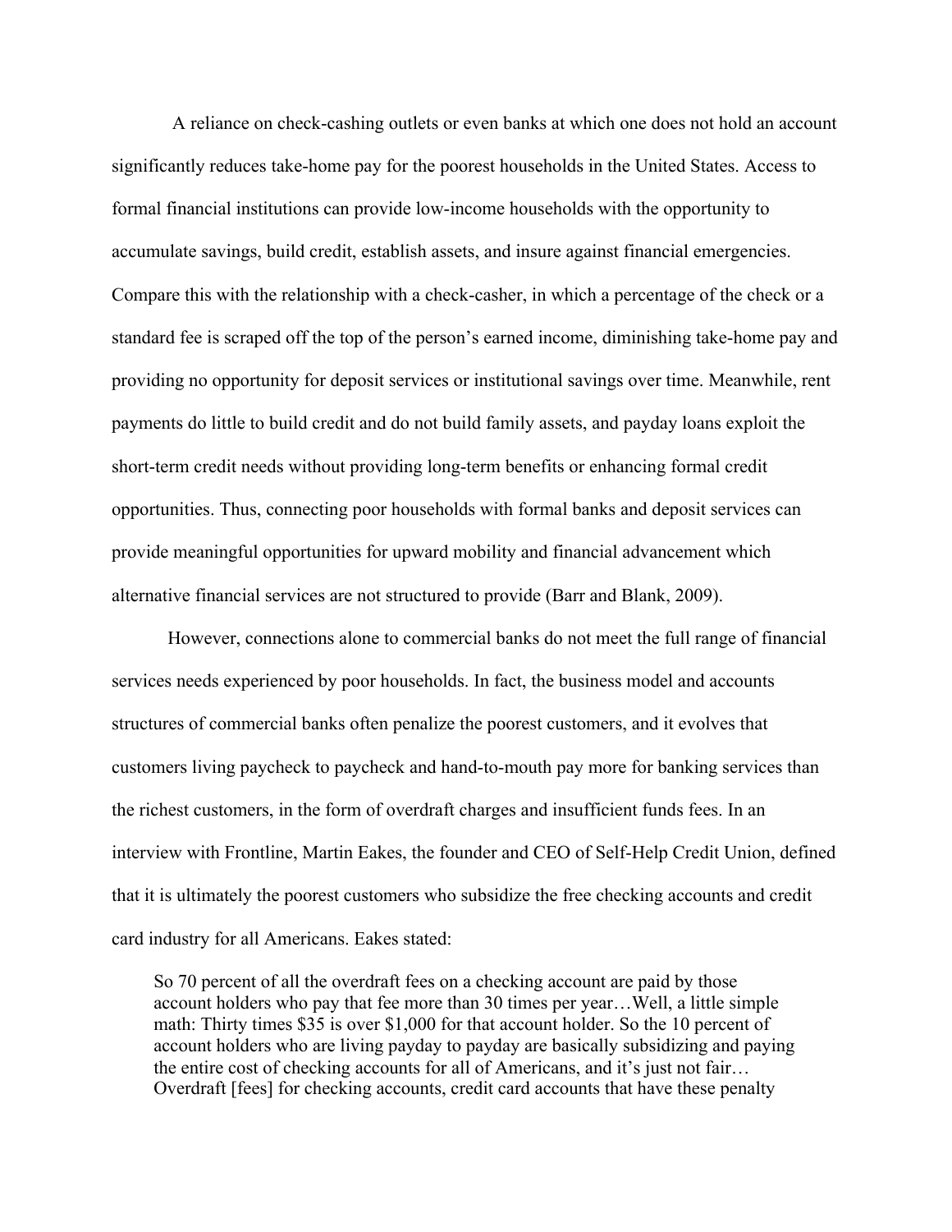A reliance on check-cashing outlets or even banks at which one does not hold an account significantly reduces take-home pay for the poorest households in the United States. Access to formal financial institutions can provide low-income households with the opportunity to accumulate savings, build credit, establish assets, and insure against financial emergencies. Compare this with the relationship with a check-casher, in which a percentage of the check or a standard fee is scraped off the top of the person's earned income, diminishing take-home pay and providing no opportunity for deposit services or institutional savings over time. Meanwhile, rent payments do little to build credit and do not build family assets, and payday loans exploit the short-term credit needs without providing long-term benefits or enhancing formal credit opportunities. Thus, connecting poor households with formal banks and deposit services can provide meaningful opportunities for upward mobility and financial advancement which alternative financial services are not structured to provide (Barr and Blank, 2009).

However, connections alone to commercial banks do not meet the full range of financial services needs experienced by poor households. In fact, the business model and accounts structures of commercial banks often penalize the poorest customers, and it evolves that customers living paycheck to paycheck and hand-to-mouth pay more for banking services than the richest customers, in the form of overdraft charges and insufficient funds fees. In an interview with Frontline, Martin Eakes, the founder and CEO of Self-Help Credit Union, defined that it is ultimately the poorest customers who subsidize the free checking accounts and credit card industry for all Americans. Eakes stated:

> So 70 percent of all the overdraft fees on a checking account are paid by those account holders who pay that fee more than 30 times per year…Well, a little simple math: Thirty times $35 is over $1,000 for that account holder. So the 10 percent of account holders who are living payday to payday are basically subsidizing and paying the entire cost of checking accounts for all of Americans, and it's just not fair… Overdraft [fees] for checking accounts, credit card accounts that have these penalty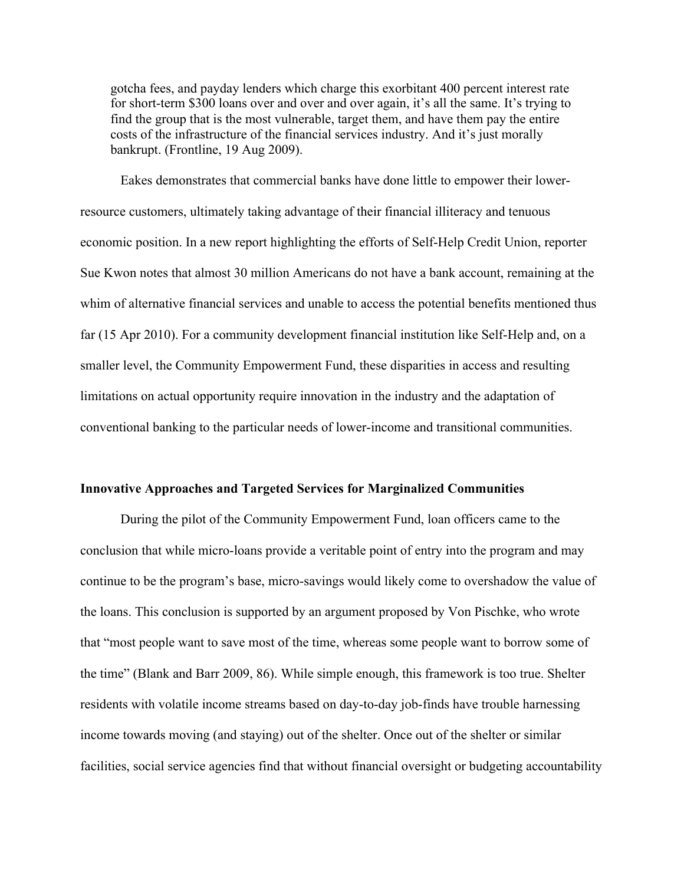> gotcha fees, and payday lenders which charge this exorbitant 400 percent interest rate for short-term $300 loans over and over and over again, it's all the same. It's trying to find the group that is the most vulnerable, target them, and have them pay the entire costs of the infrastructure of the financial services industry. And it's just morally bankrupt. (Frontline, 19 Aug 2009).

Eakes demonstrates that commercial banks have done little to empower their lower-resource customers, ultimately taking advantage of their financial illiteracy and tenuous economic position. In a new report highlighting the efforts of Self-Help Credit Union, reporter Sue Kwon notes that almost 30 million Americans do not have a bank account, remaining at the whim of alternative financial services and unable to access the potential benefits mentioned thus far (15 Apr 2010). For a community development financial institution like Self-Help and, on a smaller level, the Community Empowerment Fund, these disparities in access and resulting limitations on actual opportunity require innovation in the industry and the adaptation of conventional banking to the particular needs of lower-income and transitional communities.

**Innovative Approaches and Targeted Services for Marginalized Communities**

During the pilot of the Community Empowerment Fund, loan officers came to the conclusion that while micro-loans provide a veritable point of entry into the program and may continue to be the program's base, micro-savings would likely come to overshadow the value of the loans. This conclusion is supported by an argument proposed by Von Pischke, who wrote that "most people want to save most of the time, whereas some people want to borrow some of the time" (Blank and Barr 2009, 86). While simple enough, this framework is too true. Shelter residents with volatile income streams based on day-to-day job-finds have trouble harnessing income towards moving (and staying) out of the shelter. Once out of the shelter or similar facilities, social service agencies find that without financial oversight or budgeting accountability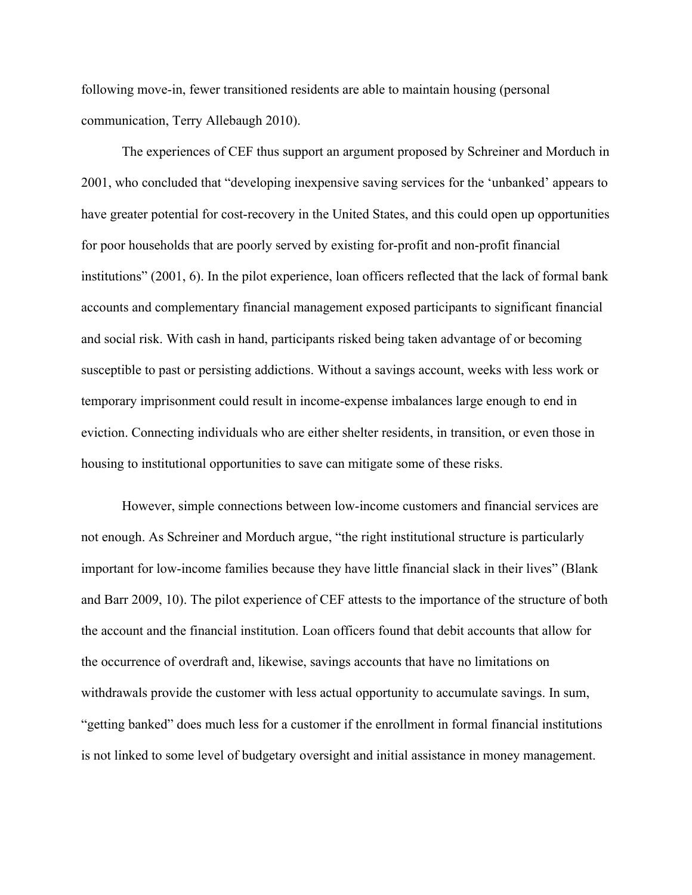following move-in, fewer transitioned residents are able to maintain housing (personal communication, Terry Allebaugh 2010).

The experiences of CEF thus support an argument proposed by Schreiner and Morduch in 2001, who concluded that "developing inexpensive saving services for the 'unbanked' appears to have greater potential for cost-recovery in the United States, and this could open up opportunities for poor households that are poorly served by existing for-profit and non-profit financial institutions" (2001, 6). In the pilot experience, loan officers reflected that the lack of formal bank accounts and complementary financial management exposed participants to significant financial and social risk. With cash in hand, participants risked being taken advantage of or becoming susceptible to past or persisting addictions. Without a savings account, weeks with less work or temporary imprisonment could result in income-expense imbalances large enough to end in eviction. Connecting individuals who are either shelter residents, in transition, or even those in housing to institutional opportunities to save can mitigate some of these risks.

However, simple connections between low-income customers and financial services are not enough. As Schreiner and Morduch argue, "the right institutional structure is particularly important for low-income families because they have little financial slack in their lives" (Blank and Barr 2009, 10). The pilot experience of CEF attests to the importance of the structure of both the account and the financial institution. Loan officers found that debit accounts that allow for the occurrence of overdraft and, likewise, savings accounts that have no limitations on withdrawals provide the customer with less actual opportunity to accumulate savings. In sum, "getting banked" does much less for a customer if the enrollment in formal financial institutions is not linked to some level of budgetary oversight and initial assistance in money management.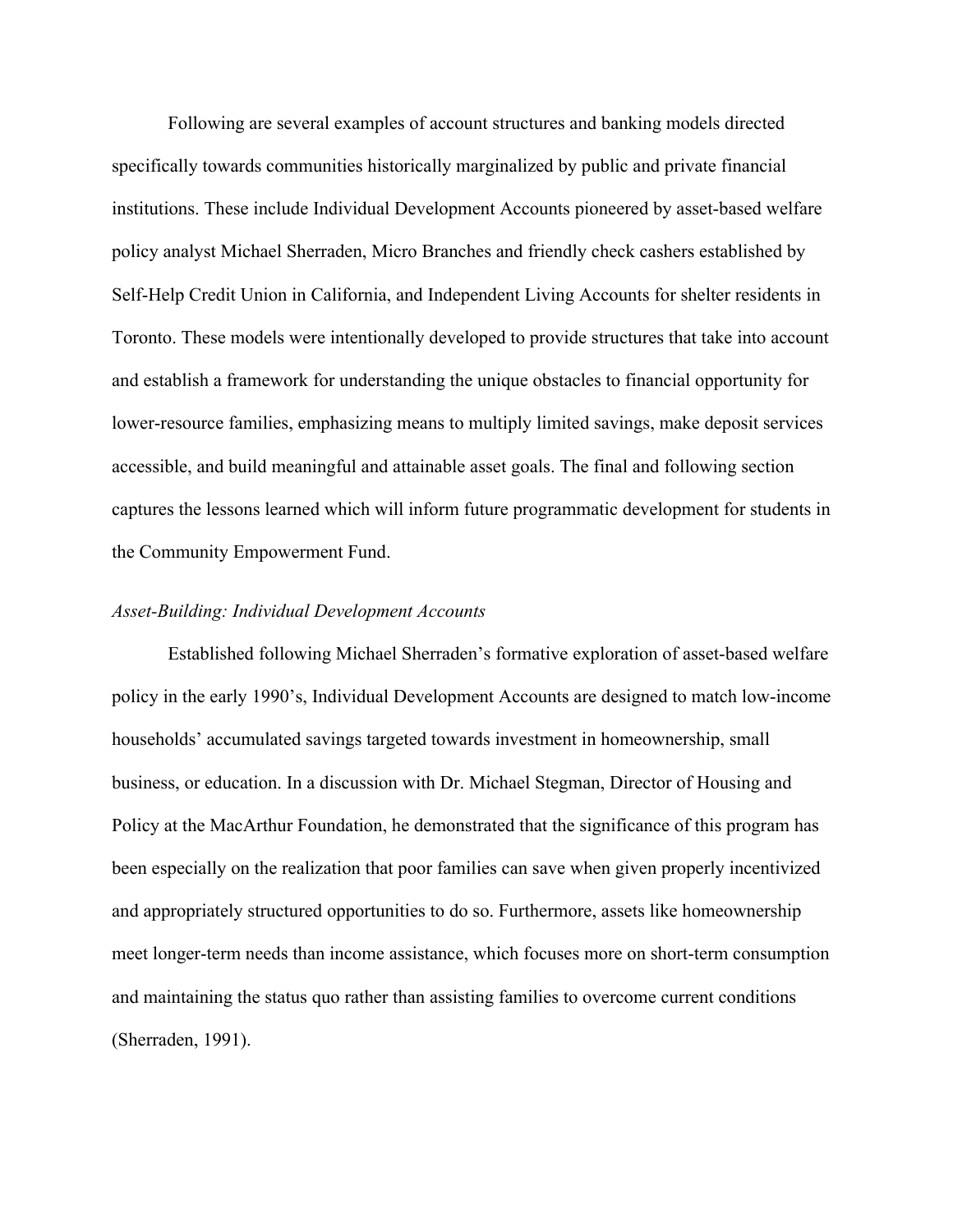Following are several examples of account structures and banking models directed specifically towards communities historically marginalized by public and private financial institutions. These include Individual Development Accounts pioneered by asset-based welfare policy analyst Michael Sherraden, Micro Branches and friendly check cashers established by Self-Help Credit Union in California, and Independent Living Accounts for shelter residents in Toronto. These models were intentionally developed to provide structures that take into account and establish a framework for understanding the unique obstacles to financial opportunity for lower-resource families, emphasizing means to multiply limited savings, make deposit services accessible, and build meaningful and attainable asset goals. The final and following section captures the lessons learned which will inform future programmatic development for students in the Community Empowerment Fund.

*Asset-Building: Individual Development Accounts*

Established following Michael Sherraden's formative exploration of asset-based welfare policy in the early 1990's, Individual Development Accounts are designed to match low-income households' accumulated savings targeted towards investment in homeownership, small business, or education. In a discussion with Dr. Michael Stegman, Director of Housing and Policy at the MacArthur Foundation, he demonstrated that the significance of this program has been especially on the realization that poor families can save when given properly incentivized and appropriately structured opportunities to do so. Furthermore, assets like homeownership meet longer-term needs than income assistance, which focuses more on short-term consumption and maintaining the status quo rather than assisting families to overcome current conditions (Sherraden, 1991).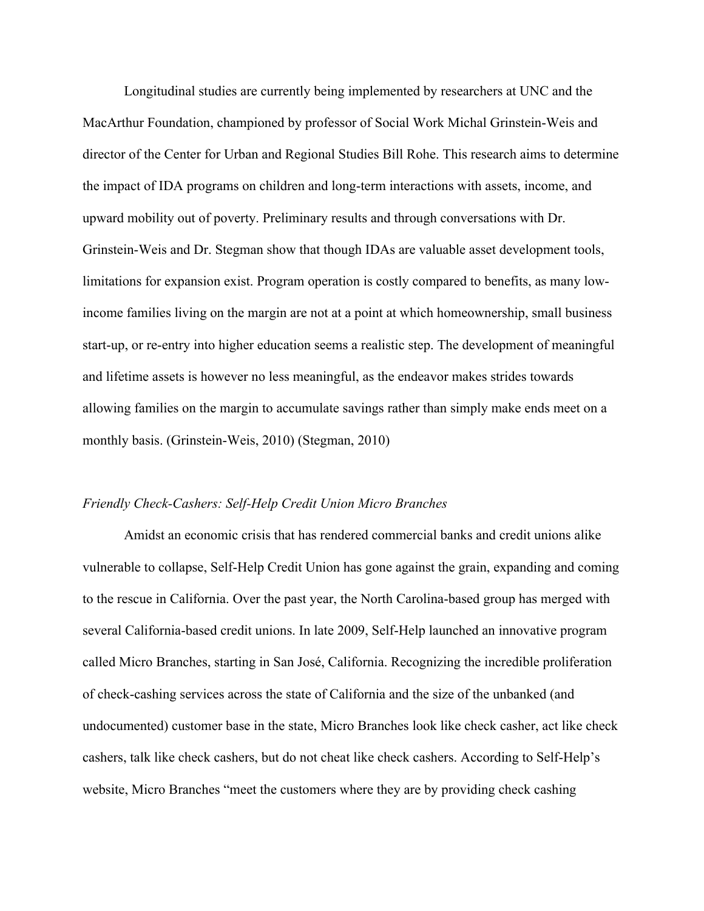Longitudinal studies are currently being implemented by researchers at UNC and the MacArthur Foundation, championed by professor of Social Work Michal Grinstein-Weis and director of the Center for Urban and Regional Studies Bill Rohe. This research aims to determine the impact of IDA programs on children and long-term interactions with assets, income, and upward mobility out of poverty. Preliminary results and through conversations with Dr. Grinstein-Weis and Dr. Stegman show that though IDAs are valuable asset development tools, limitations for expansion exist. Program operation is costly compared to benefits, as many low-income families living on the margin are not at a point at which homeownership, small business start-up, or re-entry into higher education seems a realistic step. The development of meaningful and lifetime assets is however no less meaningful, as the endeavor makes strides towards allowing families on the margin to accumulate savings rather than simply make ends meet on a monthly basis. (Grinstein-Weis, 2010) (Stegman, 2010)

*Friendly Check-Cashers: Self-Help Credit Union Micro Branches*

Amidst an economic crisis that has rendered commercial banks and credit unions alike vulnerable to collapse, Self-Help Credit Union has gone against the grain, expanding and coming to the rescue in California. Over the past year, the North Carolina-based group has merged with several California-based credit unions. In late 2009, Self-Help launched an innovative program called Micro Branches, starting in San José, California. Recognizing the incredible proliferation of check-cashing services across the state of California and the size of the unbanked (and undocumented) customer base in the state, Micro Branches look like check casher, act like check cashers, talk like check cashers, but do not cheat like check cashers. According to Self-Help's website, Micro Branches "meet the customers where they are by providing check cashing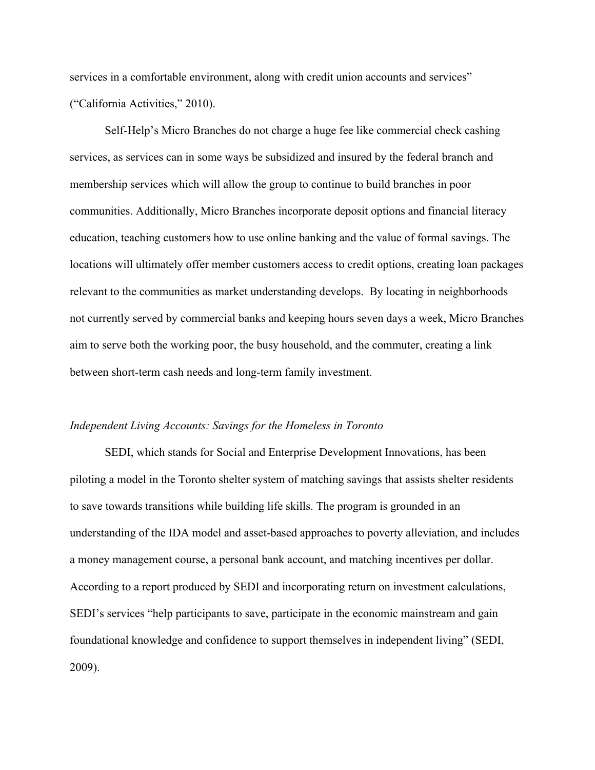services in a comfortable environment, along with credit union accounts and services" ("California Activities," 2010).

Self-Help's Micro Branches do not charge a huge fee like commercial check cashing services, as services can in some ways be subsidized and insured by the federal branch and membership services which will allow the group to continue to build branches in poor communities. Additionally, Micro Branches incorporate deposit options and financial literacy education, teaching customers how to use online banking and the value of formal savings. The locations will ultimately offer member customers access to credit options, creating loan packages relevant to the communities as market understanding develops. By locating in neighborhoods not currently served by commercial banks and keeping hours seven days a week, Micro Branches aim to serve both the working poor, the busy household, and the commuter, creating a link between short-term cash needs and long-term family investment.

*Independent Living Accounts: Savings for the Homeless in Toronto*

SEDI, which stands for Social and Enterprise Development Innovations, has been piloting a model in the Toronto shelter system of matching savings that assists shelter residents to save towards transitions while building life skills. The program is grounded in an understanding of the IDA model and asset-based approaches to poverty alleviation, and includes a money management course, a personal bank account, and matching incentives per dollar. According to a report produced by SEDI and incorporating return on investment calculations, SEDI's services "help participants to save, participate in the economic mainstream and gain foundational knowledge and confidence to support themselves in independent living" (SEDI, 2009).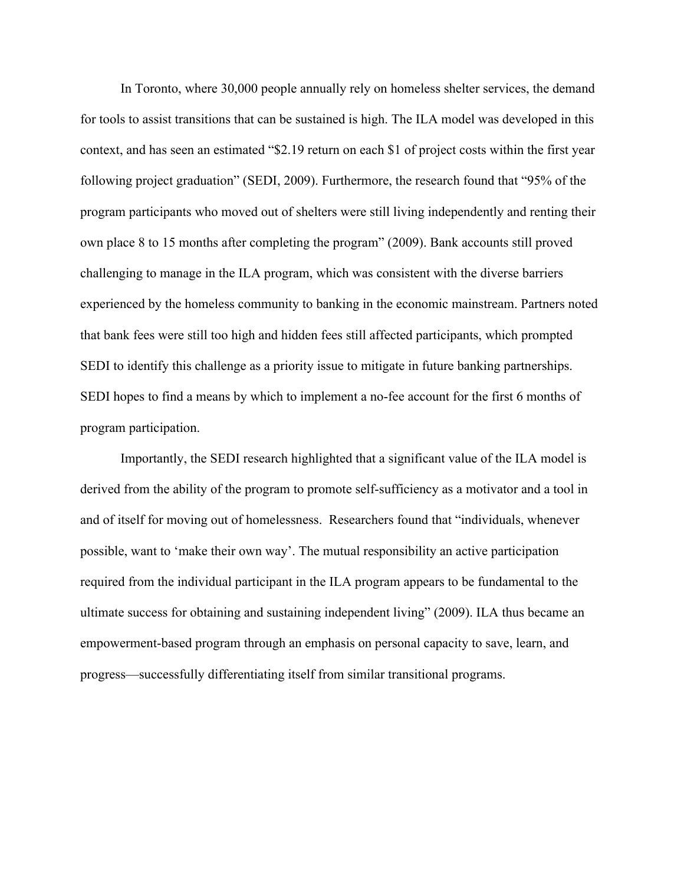In Toronto, where 30,000 people annually rely on homeless shelter services, the demand for tools to assist transitions that can be sustained is high. The ILA model was developed in this context, and has seen an estimated "$2.19 return on each $1 of project costs within the first year following project graduation" (SEDI, 2009). Furthermore, the research found that "95% of the program participants who moved out of shelters were still living independently and renting their own place 8 to 15 months after completing the program" (2009). Bank accounts still proved challenging to manage in the ILA program, which was consistent with the diverse barriers experienced by the homeless community to banking in the economic mainstream. Partners noted that bank fees were still too high and hidden fees still affected participants, which prompted SEDI to identify this challenge as a priority issue to mitigate in future banking partnerships. SEDI hopes to find a means by which to implement a no-fee account for the first 6 months of program participation.

Importantly, the SEDI research highlighted that a significant value of the ILA model is derived from the ability of the program to promote self-sufficiency as a motivator and a tool in and of itself for moving out of homelessness. Researchers found that "individuals, whenever possible, want to 'make their own way'. The mutual responsibility an active participation required from the individual participant in the ILA program appears to be fundamental to the ultimate success for obtaining and sustaining independent living" (2009). ILA thus became an empowerment-based program through an emphasis on personal capacity to save, learn, and progress—successfully differentiating itself from similar transitional programs.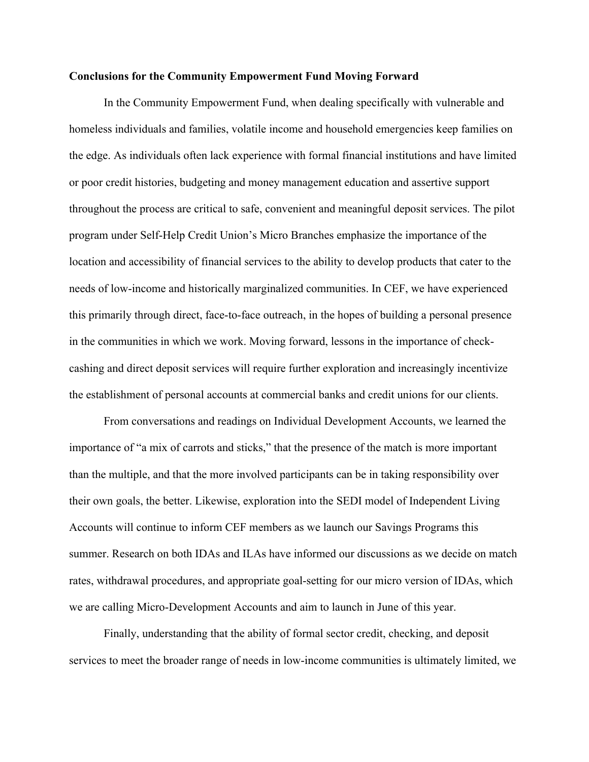**Conclusions for the Community Empowerment Fund Moving Forward**

In the Community Empowerment Fund, when dealing specifically with vulnerable and homeless individuals and families, volatile income and household emergencies keep families on the edge. As individuals often lack experience with formal financial institutions and have limited or poor credit histories, budgeting and money management education and assertive support throughout the process are critical to safe, convenient and meaningful deposit services. The pilot program under Self-Help Credit Union's Micro Branches emphasize the importance of the location and accessibility of financial services to the ability to develop products that cater to the needs of low-income and historically marginalized communities. In CEF, we have experienced this primarily through direct, face-to-face outreach, in the hopes of building a personal presence in the communities in which we work. Moving forward, lessons in the importance of check-cashing and direct deposit services will require further exploration and increasingly incentivize the establishment of personal accounts at commercial banks and credit unions for our clients.

From conversations and readings on Individual Development Accounts, we learned the importance of "a mix of carrots and sticks," that the presence of the match is more important than the multiple, and that the more involved participants can be in taking responsibility over their own goals, the better. Likewise, exploration into the SEDI model of Independent Living Accounts will continue to inform CEF members as we launch our Savings Programs this summer. Research on both IDAs and ILAs have informed our discussions as we decide on match rates, withdrawal procedures, and appropriate goal-setting for our micro version of IDAs, which we are calling Micro-Development Accounts and aim to launch in June of this year.

Finally, understanding that the ability of formal sector credit, checking, and deposit services to meet the broader range of needs in low-income communities is ultimately limited, we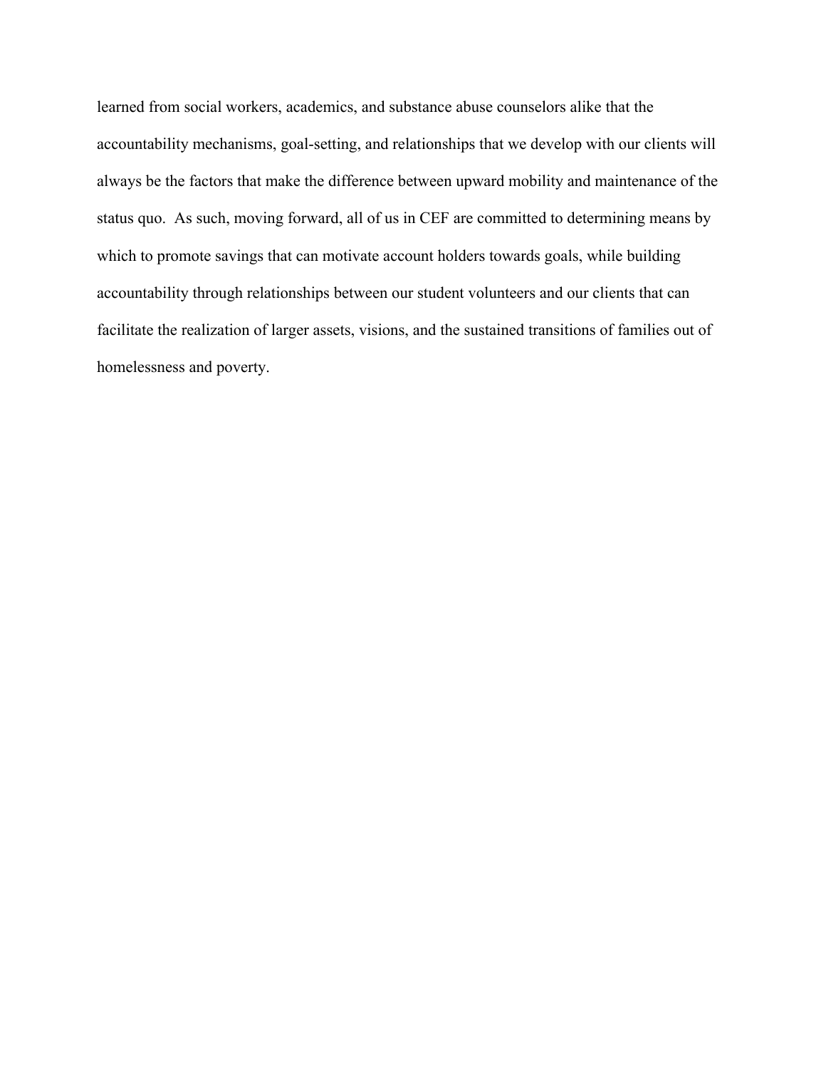learned from social workers, academics, and substance abuse counselors alike that the accountability mechanisms, goal-setting, and relationships that we develop with our clients will always be the factors that make the difference between upward mobility and maintenance of the status quo. As such, moving forward, all of us in CEF are committed to determining means by which to promote savings that can motivate account holders towards goals, while building accountability through relationships between our student volunteers and our clients that can facilitate the realization of larger assets, visions, and the sustained transitions of families out of homelessness and poverty.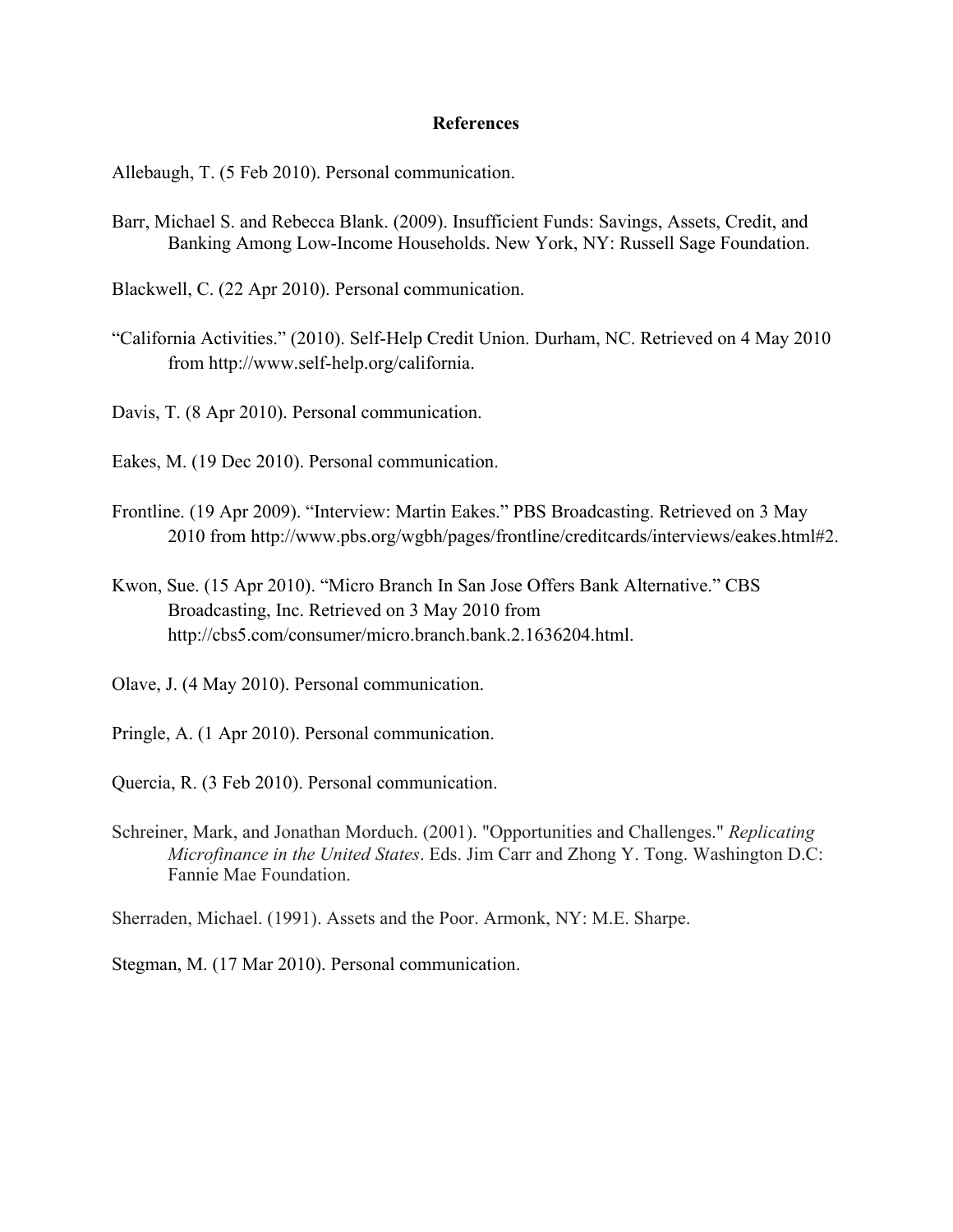## References

Allebaugh, T. (5 Feb 2010). Personal communication.

Barr, Michael S. and Rebecca Blank. (2009). Insufficient Funds: Savings, Assets, Credit, and Banking Among Low-Income Households. New York, NY: Russell Sage Foundation.

Blackwell, C. (22 Apr 2010). Personal communication.

"California Activities." (2010). Self-Help Credit Union. Durham, NC. Retrieved on 4 May 2010 from http://www.self-help.org/california.

Davis, T. (8 Apr 2010). Personal communication.

Eakes, M. (19 Dec 2010). Personal communication.

Frontline. (19 Apr 2009). "Interview: Martin Eakes." PBS Broadcasting. Retrieved on 3 May 2010 from http://www.pbs.org/wgbh/pages/frontline/creditcards/interviews/eakes.html#2.

Kwon, Sue. (15 Apr 2010). "Micro Branch In San Jose Offers Bank Alternative." CBS Broadcasting, Inc. Retrieved on 3 May 2010 from http://cbs5.com/consumer/micro.branch.bank.2.1636204.html.

Olave, J. (4 May 2010). Personal communication.

Pringle, A. (1 Apr 2010). Personal communication.

Quercia, R. (3 Feb 2010). Personal communication.

Schreiner, Mark, and Jonathan Morduch. (2001). "Opportunities and Challenges." *Replicating Microfinance in the United States*. Eds. Jim Carr and Zhong Y. Tong. Washington D.C: Fannie Mae Foundation.

Sherraden, Michael. (1991). Assets and the Poor. Armonk, NY: M.E. Sharpe.

Stegman, M. (17 Mar 2010). Personal communication.